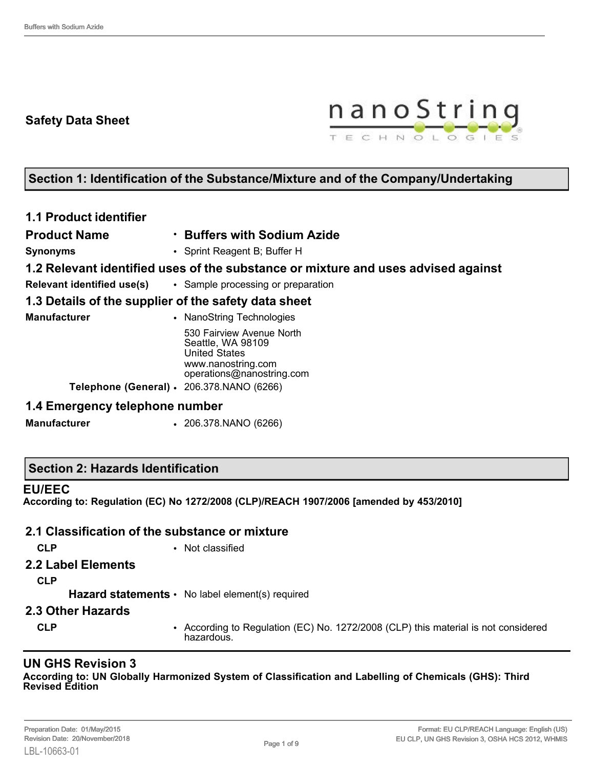# Safety Data Sheet

## Section 1: Identification of the Substance/Mixture and of the Company/Undertaking

### 1.1 Product identifier

| | |
|---|---|
| **Product Name** | • **Buffers with Sodium Azide** |
| **Synonyms** | • Sprint Reagent B; Buffer H |

### 1.2 Relevant identified uses of the substance or mixture and uses advised against

| | |
|---|---|
| **Relevant identified use(s)** | • Sample processing or preparation |

### 1.3 Details of the supplier of the safety data sheet

| | |
|---|---|
| **Manufacturer** | • NanoString Technologies<br>530 Fairview Avenue North<br>Seattle, WA 98109<br>United States<br>www.nanostring.com<br>operations@nanostring.com |
| **Telephone (General)** | • 206.378.NANO (6266) |

### 1.4 Emergency telephone number

| | |
|---|---|
| **Manufacturer** | • 206.378.NANO (6266) |

## Section 2: Hazards Identification

### EU/EEC

**According to: Regulation (EC) No 1272/2008 (CLP)/REACH 1907/2006 [amended by 453/2010]**

### 2.1 Classification of the substance or mixture

| | |
|---|---|
| **CLP** | • Not classified |

### 2.2 Label Elements

**CLP**

| | |
|---|---|
| **Hazard statements** | • No label element(s) required |

### 2.3 Other Hazards

| | |
|---|---|
| **CLP** | • According to Regulation (EC) No. 1272/2008 (CLP) this material is not considered hazardous. |

### UN GHS Revision 3

**According to: UN Globally Harmonized System of Classification and Labelling of Chemicals (GHS): Third Revised Edition**

Preparation Date: 01/May/2015
Revision Date: 20/November/2018
LBL-10663-01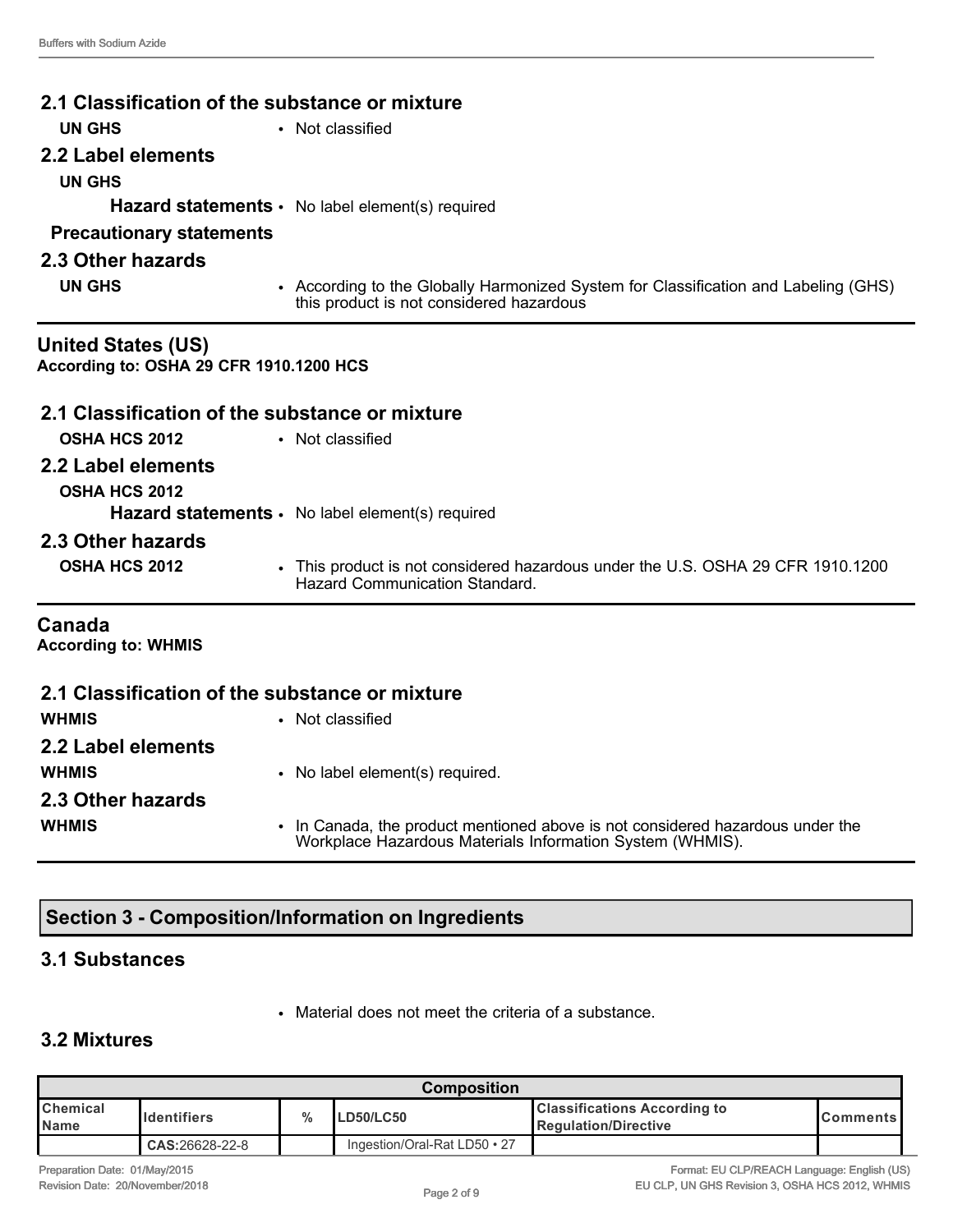## 2.1 Classification of the substance or mixture

**UN GHS** • Not classified

## 2.2 Label elements

**UN GHS**

**Hazard statements** • No label element(s) required

**Precautionary statements**

## 2.3 Other hazards

**UN GHS** • According to the Globally Harmonized System for Classification and Labeling (GHS) this product is not considered hazardous

## United States (US)

**According to: OSHA 29 CFR 1910.1200 HCS**

## 2.1 Classification of the substance or mixture

**OSHA HCS 2012** • Not classified

## 2.2 Label elements

**OSHA HCS 2012**

**Hazard statements** • No label element(s) required

## 2.3 Other hazards

**OSHA HCS 2012** • This product is not considered hazardous under the U.S. OSHA 29 CFR 1910.1200 Hazard Communication Standard.

## Canada

**According to: WHMIS**

## 2.1 Classification of the substance or mixture

**WHMIS** • Not classified

## 2.2 Label elements

**WHMIS** • No label element(s) required.

## 2.3 Other hazards

**WHMIS** • In Canada, the product mentioned above is not considered hazardous under the Workplace Hazardous Materials Information System (WHMIS).

# Section 3 - Composition/Information on Ingredients

## 3.1 Substances

• Material does not meet the criteria of a substance.

## 3.2 Mixtures

| Composition | | | | | |
|---|---|---|---|---|---|
| Chemical Name | Identifiers | % | LD50/LC50 | Classifications According to Regulation/Directive | Comments |
| | CAS:26628-22-8 | | Ingestion/Oral-Rat LD50 • 27 | | |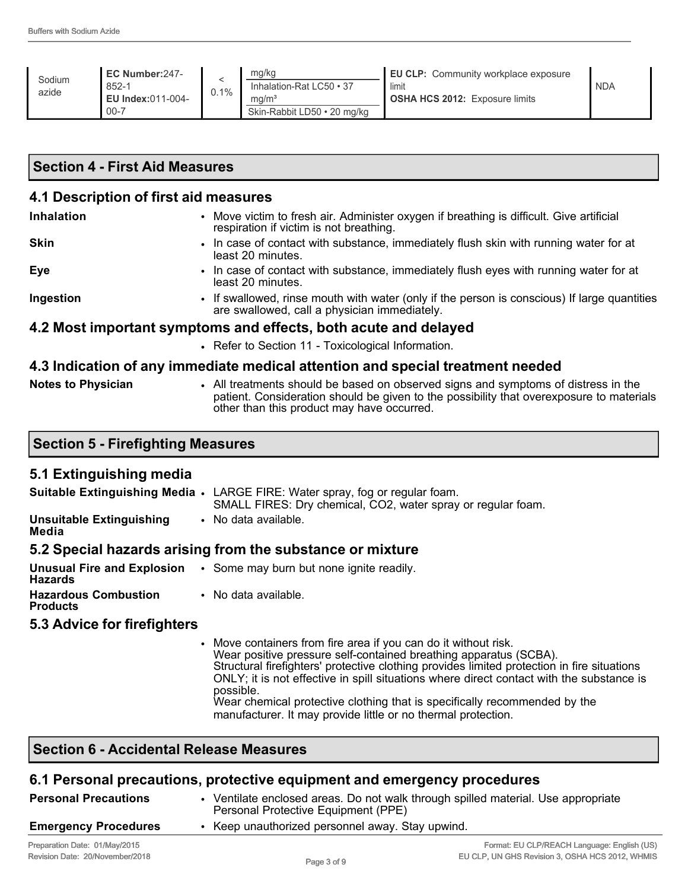| Sodium azide | **EC Number:**247-852-1<br>**EU Index:**011-004-00-7 | < 0.1% | mg/kg<br>Inhalation-Rat LC50 • 37 mg/m³<br>Skin-Rabbit LD50 • 20 mg/kg | **EU CLP:** Community workplace exposure limit<br>**OSHA HCS 2012:** Exposure limits | NDA |
|---|---|---|---|---|---|

## Section 4 - First Aid Measures

### 4.1 Description of first aid measures

**Inhalation**
- Move victim to fresh air. Administer oxygen if breathing is difficult. Give artificial respiration if victim is not breathing.

**Skin**
- In case of contact with substance, immediately flush skin with running water for at least 20 minutes.

**Eye**
- In case of contact with substance, immediately flush eyes with running water for at least 20 minutes.

**Ingestion**
- If swallowed, rinse mouth with water (only if the person is conscious) If large quantities are swallowed, call a physician immediately.

### 4.2 Most important symptoms and effects, both acute and delayed

- Refer to Section 11 - Toxicological Information.

### 4.3 Indication of any immediate medical attention and special treatment needed

**Notes to Physician**
- All treatments should be based on observed signs and symptoms of distress in the patient. Consideration should be given to the possibility that overexposure to materials other than this product may have occurred.

## Section 5 - Firefighting Measures

### 5.1 Extinguishing media

**Suitable Extinguishing Media**
- LARGE FIRE: Water spray, fog or regular foam.
  SMALL FIRES: Dry chemical, CO2, water spray or regular foam.

**Unsuitable Extinguishing Media**
- No data available.

### 5.2 Special hazards arising from the substance or mixture

**Unusual Fire and Explosion Hazards**
- Some may burn but none ignite readily.

**Hazardous Combustion Products**
- No data available.

### 5.3 Advice for firefighters

- Move containers from fire area if you can do it without risk.
  Wear positive pressure self-contained breathing apparatus (SCBA).
  Structural firefighters' protective clothing provides limited protection in fire situations ONLY; it is not effective in spill situations where direct contact with the substance is possible.
  Wear chemical protective clothing that is specifically recommended by the manufacturer. It may provide little or no thermal protection.

## Section 6 - Accidental Release Measures

### 6.1 Personal precautions, protective equipment and emergency procedures

**Personal Precautions**
- Ventilate enclosed areas. Do not walk through spilled material. Use appropriate Personal Protective Equipment (PPE)

**Emergency Procedures**
- Keep unauthorized personnel away. Stay upwind.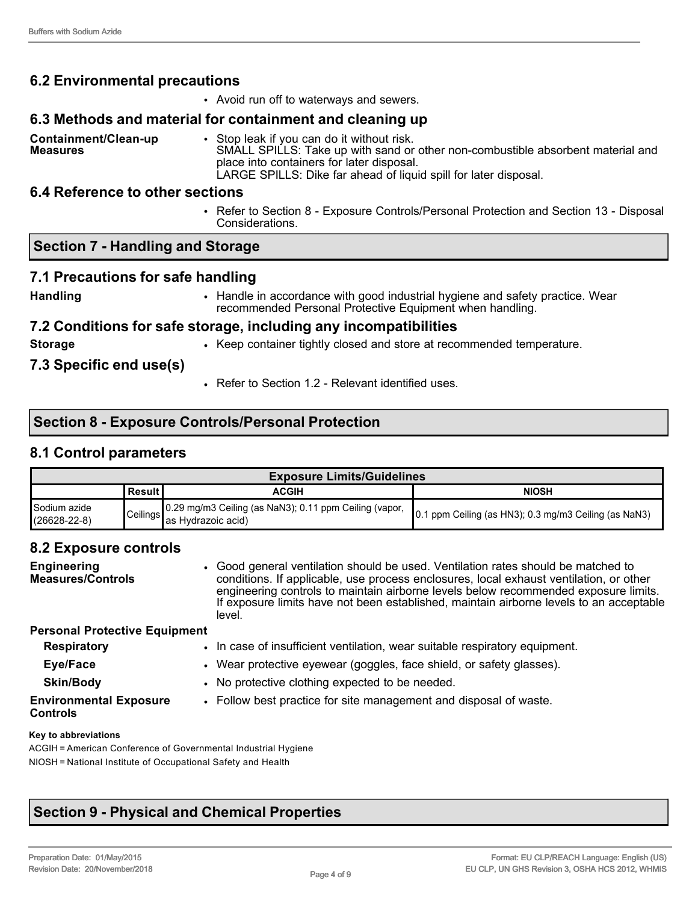## 6.2 Environmental precautions

- Avoid run off to waterways and sewers.

## 6.3 Methods and material for containment and cleaning up

**Containment/Clean-up Measures**

- Stop leak if you can do it without risk.
  SMALL SPILLS: Take up with sand or other non-combustible absorbent material and place into containers for later disposal.
  LARGE SPILLS: Dike far ahead of liquid spill for later disposal.

## 6.4 Reference to other sections

- Refer to Section 8 - Exposure Controls/Personal Protection and Section 13 - Disposal Considerations.

# Section 7 - Handling and Storage

## 7.1 Precautions for safe handling

**Handling**

- Handle in accordance with good industrial hygiene and safety practice. Wear recommended Personal Protective Equipment when handling.

## 7.2 Conditions for safe storage, including any incompatibilities

**Storage**

- Keep container tightly closed and store at recommended temperature.

## 7.3 Specific end use(s)

- Refer to Section 1.2 - Relevant identified uses.

# Section 8 - Exposure Controls/Personal Protection

## 8.1 Control parameters

| Exposure Limits/Guidelines | | | |
|---|---|---|---|
| | Result | ACGIH | NIOSH |
| Sodium azide (26628-22-8) | Ceilings | 0.29 mg/m3 Ceiling (as $NaN_3$); 0.11 ppm Ceiling (vapor, as Hydrazoic acid) | 0.1 ppm Ceiling (as $HN_3$); 0.3 mg/m3 Ceiling (as $NaN_3$) |

## 8.2 Exposure controls

**Engineering Measures/Controls**

- Good general ventilation should be used. Ventilation rates should be matched to conditions. If applicable, use process enclosures, local exhaust ventilation, or other engineering controls to maintain airborne levels below recommended exposure limits. If exposure limits have not been established, maintain airborne levels to an acceptable level.

**Personal Protective Equipment**

**Respiratory**

- In case of insufficient ventilation, wear suitable respiratory equipment.

**Eye/Face**

- Wear protective eyewear (goggles, face shield, or safety glasses).

**Skin/Body**

- No protective clothing expected to be needed.

**Environmental Exposure Controls**

- Follow best practice for site management and disposal of waste.

**Key to abbreviations**

ACGIH = American Conference of Governmental Industrial Hygiene
NIOSH = National Institute of Occupational Safety and Health

# Section 9 - Physical and Chemical Properties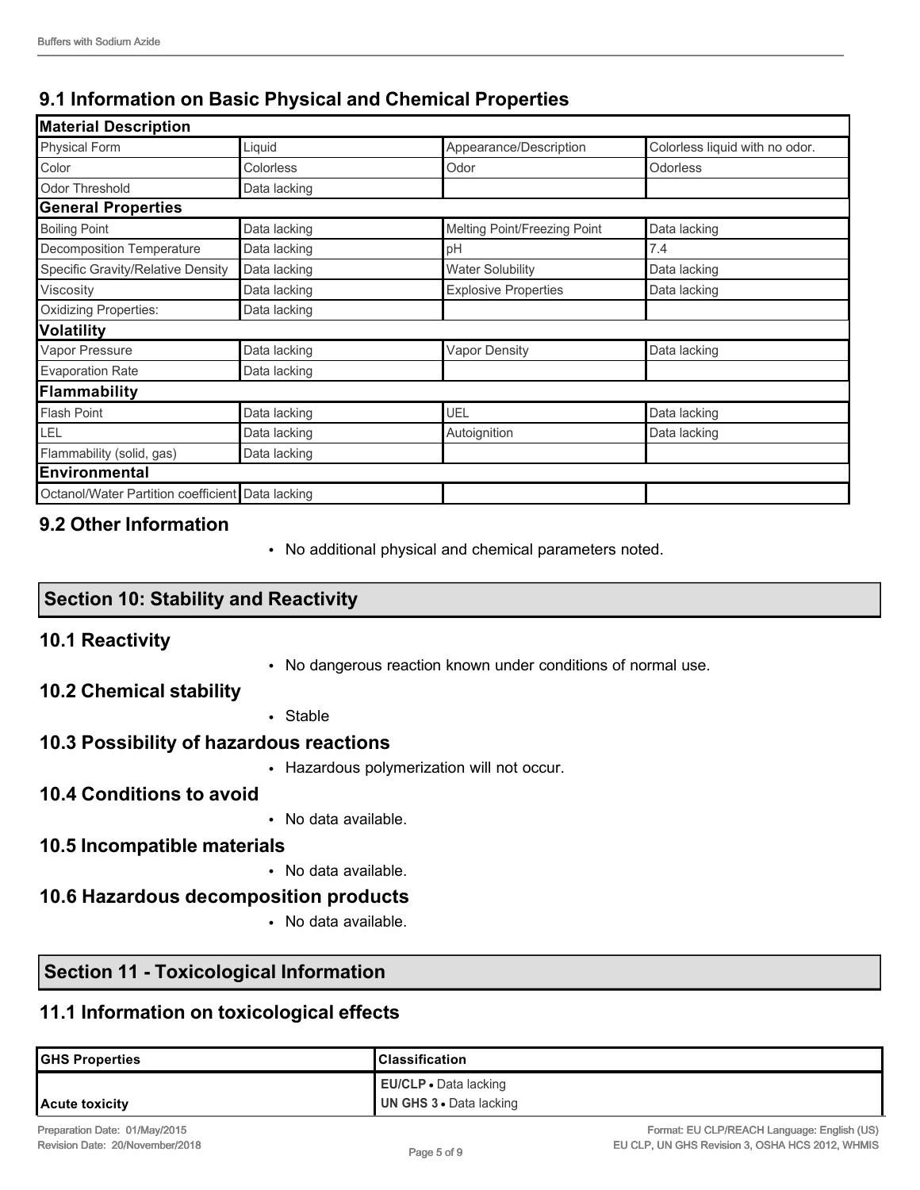## 9.1 Information on Basic Physical and Chemical Properties

| Material Description | | | |
|---|---|---|---|
| Physical Form | Liquid | Appearance/Description | Colorless liquid with no odor. |
| Color | Colorless | Odor | Odorless |
| Odor Threshold | Data lacking | | |
| **General Properties** | | | |
| Boiling Point | Data lacking | Melting Point/Freezing Point | Data lacking |
| Decomposition Temperature | Data lacking | pH | 7.4 |
| Specific Gravity/Relative Density | Data lacking | Water Solubility | Data lacking |
| Viscosity | Data lacking | Explosive Properties | Data lacking |
| Oxidizing Properties: | Data lacking | | |
| **Volatility** | | | |
| Vapor Pressure | Data lacking | Vapor Density | Data lacking |
| Evaporation Rate | Data lacking | | |
| **Flammability** | | | |
| Flash Point | Data lacking | UEL | Data lacking |
| LEL | Data lacking | Autoignition | Data lacking |
| Flammability (solid, gas) | Data lacking | | |
| **Environmental** | | | |
| Octanol/Water Partition coefficient | Data lacking | | |

## 9.2 Other Information

- No additional physical and chemical parameters noted.

# Section 10: Stability and Reactivity

## 10.1 Reactivity

- No dangerous reaction known under conditions of normal use.

## 10.2 Chemical stability

- Stable

## 10.3 Possibility of hazardous reactions

- Hazardous polymerization will not occur.

## 10.4 Conditions to avoid

- No data available.

## 10.5 Incompatible materials

- No data available.

## 10.6 Hazardous decomposition products

- No data available.

# Section 11 - Toxicological Information

## 11.1 Information on toxicological effects

| GHS Properties | Classification |
|---|---|
| Acute toxicity | **EU/CLP** • Data lacking<br>**UN GHS 3** • Data lacking |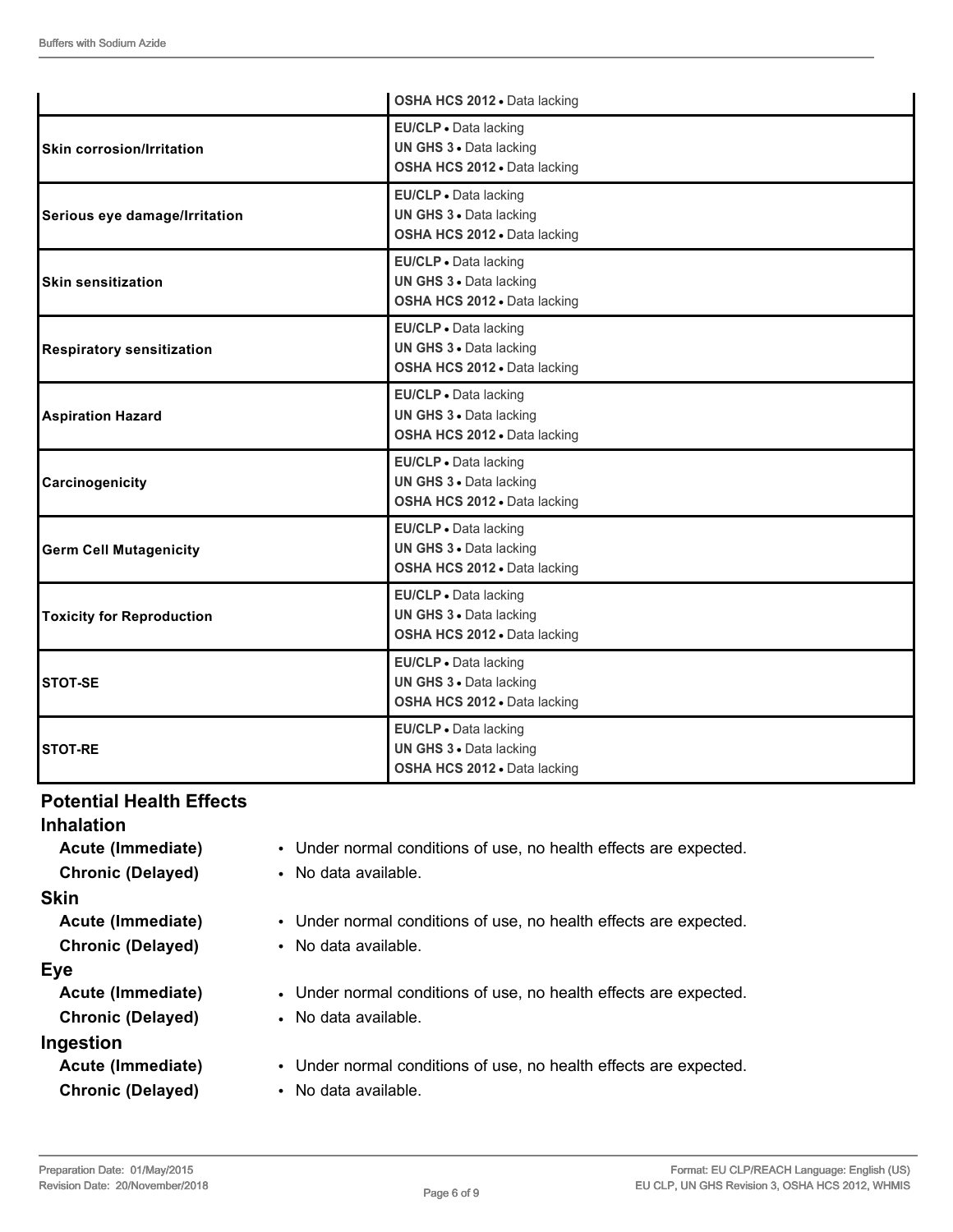| | |
|---|---|
| | **OSHA HCS 2012** • Data lacking |
| **Skin corrosion/Irritation** | **EU/CLP** • Data lacking<br>**UN GHS 3** • Data lacking<br>**OSHA HCS 2012** • Data lacking |
| **Serious eye damage/Irritation** | **EU/CLP** • Data lacking<br>**UN GHS 3** • Data lacking<br>**OSHA HCS 2012** • Data lacking |
| **Skin sensitization** | **EU/CLP** • Data lacking<br>**UN GHS 3** • Data lacking<br>**OSHA HCS 2012** • Data lacking |
| **Respiratory sensitization** | **EU/CLP** • Data lacking<br>**UN GHS 3** • Data lacking<br>**OSHA HCS 2012** • Data lacking |
| **Aspiration Hazard** | **EU/CLP** • Data lacking<br>**UN GHS 3** • Data lacking<br>**OSHA HCS 2012** • Data lacking |
| **Carcinogenicity** | **EU/CLP** • Data lacking<br>**UN GHS 3** • Data lacking<br>**OSHA HCS 2012** • Data lacking |
| **Germ Cell Mutagenicity** | **EU/CLP** • Data lacking<br>**UN GHS 3** • Data lacking<br>**OSHA HCS 2012** • Data lacking |
| **Toxicity for Reproduction** | **EU/CLP** • Data lacking<br>**UN GHS 3** • Data lacking<br>**OSHA HCS 2012** • Data lacking |
| **STOT-SE** | **EU/CLP** • Data lacking<br>**UN GHS 3** • Data lacking<br>**OSHA HCS 2012** • Data lacking |
| **STOT-RE** | **EU/CLP** • Data lacking<br>**UN GHS 3** • Data lacking<br>**OSHA HCS 2012** • Data lacking |

## Potential Health Effects

### Inhalation

**Acute (Immediate)**
- Under normal conditions of use, no health effects are expected.

**Chronic (Delayed)**
- No data available.

### Skin

**Acute (Immediate)**
- Under normal conditions of use, no health effects are expected.

**Chronic (Delayed)**
- No data available.

### Eye

**Acute (Immediate)**
- Under normal conditions of use, no health effects are expected.

**Chronic (Delayed)**
- No data available.

### Ingestion

**Acute (Immediate)**
- Under normal conditions of use, no health effects are expected.

**Chronic (Delayed)**
- No data available.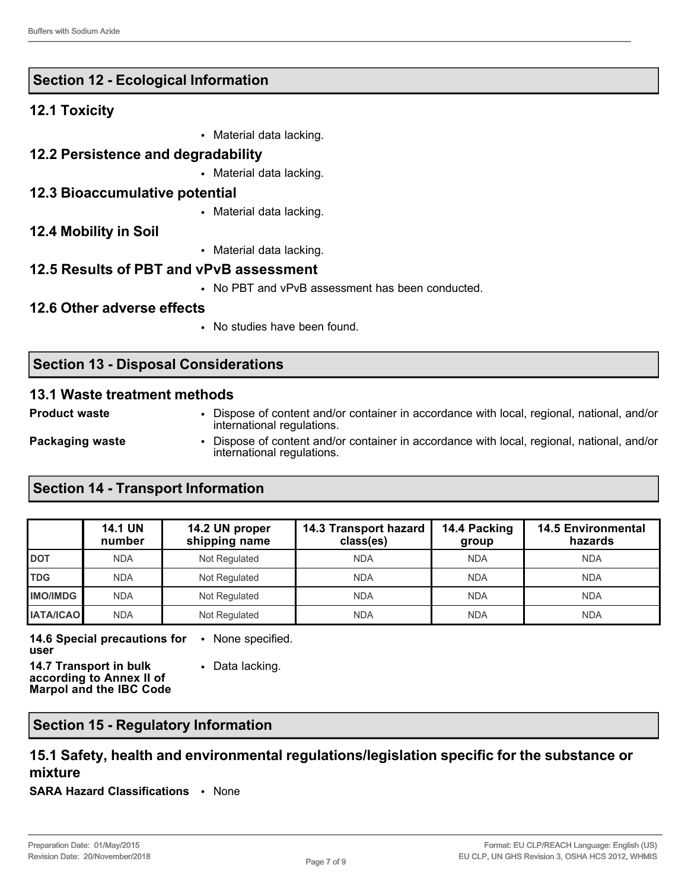## Section 12 - Ecological Information

### 12.1 Toxicity

- Material data lacking.

### 12.2 Persistence and degradability

- Material data lacking.

### 12.3 Bioaccumulative potential

- Material data lacking.

### 12.4 Mobility in Soil

- Material data lacking.

### 12.5 Results of PBT and vPvB assessment

- No PBT and vPvB assessment has been conducted.

### 12.6 Other adverse effects

- No studies have been found.

## Section 13 - Disposal Considerations

### 13.1 Waste treatment methods

**Product waste**
- Dispose of content and/or container in accordance with local, regional, national, and/or international regulations.

**Packaging waste**
- Dispose of content and/or container in accordance with local, regional, national, and/or international regulations.

## Section 14 - Transport Information

| | 14.1 UN number | 14.2 UN proper shipping name | 14.3 Transport hazard class(es) | 14.4 Packing group | 14.5 Environmental hazards |
|---|---|---|---|---|---|
| **DOT** | NDA | Not Regulated | NDA | NDA | NDA |
| **TDG** | NDA | Not Regulated | NDA | NDA | NDA |
| **IMO/IMDG** | NDA | Not Regulated | NDA | NDA | NDA |
| **IATA/ICAO** | NDA | Not Regulated | NDA | NDA | NDA |

**14.6 Special precautions for user**
- None specified.

**14.7 Transport in bulk according to Annex II of Marpol and the IBC Code**
- Data lacking.

## Section 15 - Regulatory Information

### 15.1 Safety, health and environmental regulations/legislation specific for the substance or mixture

**SARA Hazard Classifications**
- None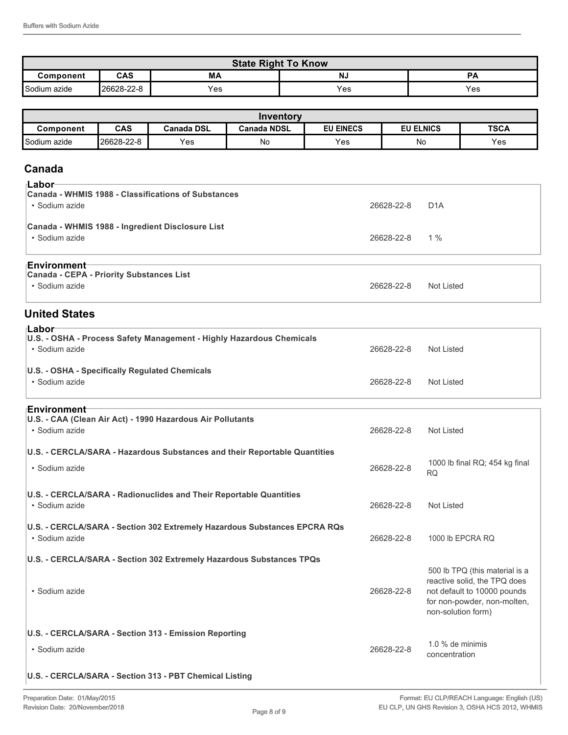| State Right To Know | | | | |
|---|---|---|---|---|
| **Component** | **CAS** | **MA** | **NJ** | **PA** |
| Sodium azide | 26628-22-8 | Yes | Yes | Yes |

| Inventory | | | | | | |
|---|---|---|---|---|---|---|
| **Component** | **CAS** | **Canada DSL** | **Canada NDSL** | **EU EINECS** | **EU ELNICS** | **TSCA** |
| Sodium azide | 26628-22-8 | Yes | No | Yes | No | Yes |

## Canada

### Labor

**Canada - WHMIS 1988 - Classifications of Substances**

- Sodium azide 26628-22-8 D1A

**Canada - WHMIS 1988 - Ingredient Disclosure List**

- Sodium azide 26628-22-8 1 %

### Environment

**Canada - CEPA - Priority Substances List**

- Sodium azide 26628-22-8 Not Listed

## United States

### Labor

**U.S. - OSHA - Process Safety Management - Highly Hazardous Chemicals**

- Sodium azide 26628-22-8 Not Listed

**U.S. - OSHA - Specifically Regulated Chemicals**

- Sodium azide 26628-22-8 Not Listed

### Environment

**U.S. - CAA (Clean Air Act) - 1990 Hazardous Air Pollutants**

- Sodium azide 26628-22-8 Not Listed

**U.S. - CERCLA/SARA - Hazardous Substances and their Reportable Quantities**

- Sodium azide 26628-22-8 1000 lb final RQ; 454 kg final RQ

**U.S. - CERCLA/SARA - Radionuclides and Their Reportable Quantities**

- Sodium azide 26628-22-8 Not Listed

**U.S. - CERCLA/SARA - Section 302 Extremely Hazardous Substances EPCRA RQs**

- Sodium azide 26628-22-8 1000 lb EPCRA RQ

**U.S. - CERCLA/SARA - Section 302 Extremely Hazardous Substances TPQs**

- Sodium azide 26628-22-8 500 lb TPQ (this material is a reactive solid, the TPQ does not default to 10000 pounds for non-powder, non-molten, non-solution form)

**U.S. - CERCLA/SARA - Section 313 - Emission Reporting**

- Sodium azide 26628-22-8 1.0 % de minimis concentration

**U.S. - CERCLA/SARA - Section 313 - PBT Chemical Listing**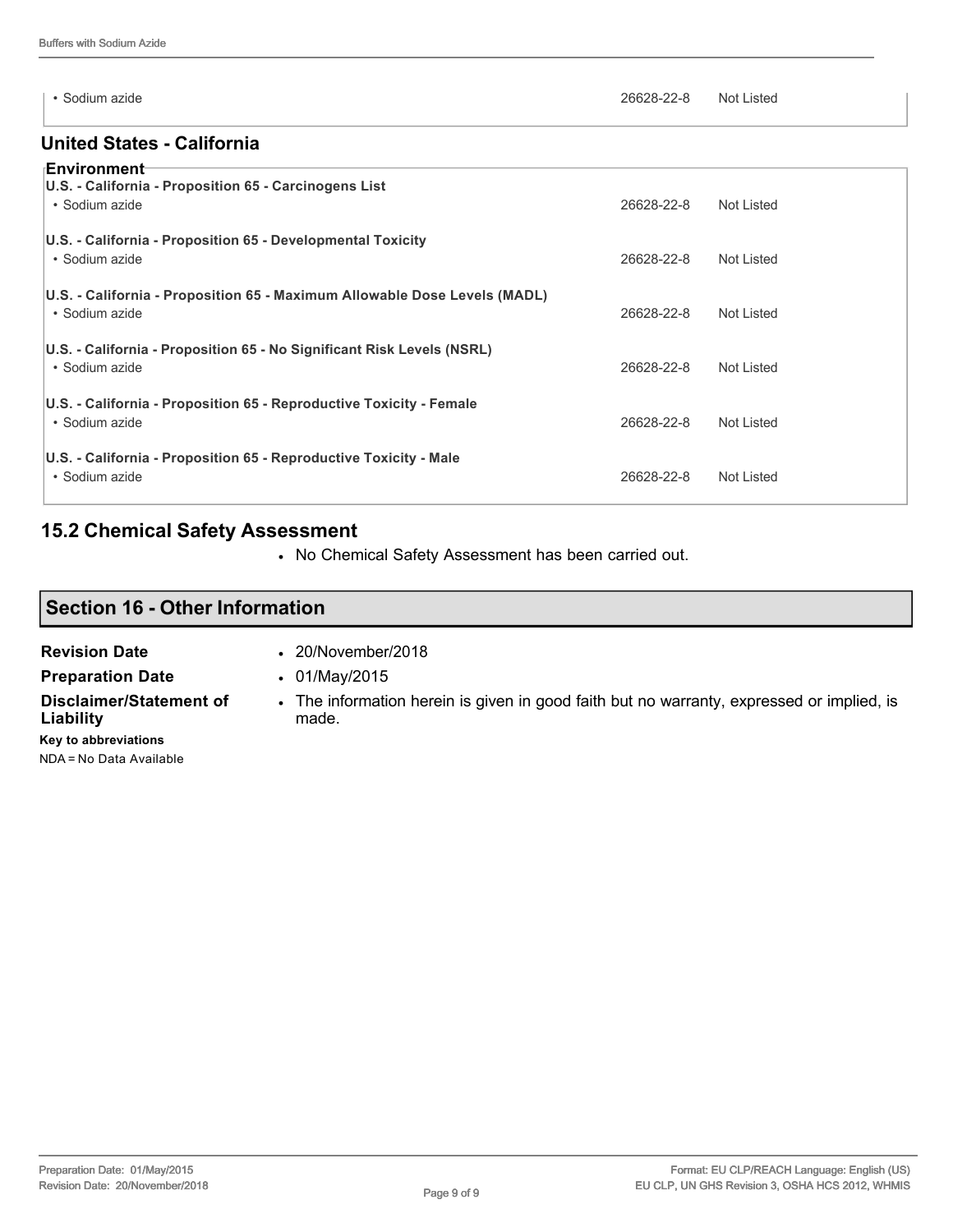| | | |
|---|---|---|
| • Sodium azide | 26628-22-8 | Not Listed |

## United States - California

**Environment**

| | | |
|---|---|---|
| **U.S. - California - Proposition 65 - Carcinogens List** | | |
| • Sodium azide | 26628-22-8 | Not Listed |
| **U.S. - California - Proposition 65 - Developmental Toxicity** | | |
| • Sodium azide | 26628-22-8 | Not Listed |
| **U.S. - California - Proposition 65 - Maximum Allowable Dose Levels (MADL)** | | |
| • Sodium azide | 26628-22-8 | Not Listed |
| **U.S. - California - Proposition 65 - No Significant Risk Levels (NSRL)** | | |
| • Sodium azide | 26628-22-8 | Not Listed |
| **U.S. - California - Proposition 65 - Reproductive Toxicity - Female** | | |
| • Sodium azide | 26628-22-8 | Not Listed |
| **U.S. - California - Proposition 65 - Reproductive Toxicity - Male** | | |
| • Sodium azide | 26628-22-8 | Not Listed |

## 15.2 Chemical Safety Assessment

- No Chemical Safety Assessment has been carried out.

## Section 16 - Other Information

**Revision Date**
- 20/November/2018

**Preparation Date**
- 01/May/2015

**Disclaimer/Statement of Liability**
- The information herein is given in good faith but no warranty, expressed or implied, is made.

**Key to abbreviations**

NDA = No Data Available